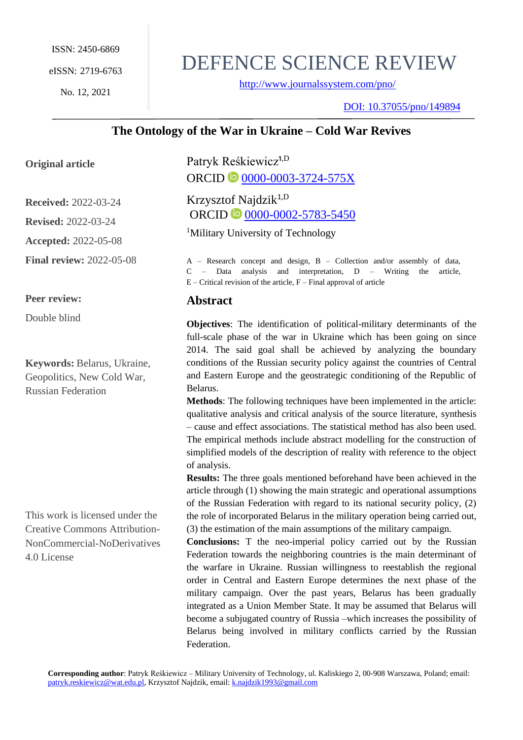ISSN: 2450-6869

eISSN: 2719-6763

No. 12, 2021

# DEFENCE SCIENCE REVIEW

http://www.journalssystem.com/pno/

DOI: 10.37055/pno/149894

## The Ontology of the War in Ukraine – Cold War Revives

**Original article**

**Received:** 2022-03-24

**Revised:** 2022-03-24

**Accepted:** 2022-05-08

**Final review:** 2022-05-08

**Peer review:**

Double blind

**Keywords:** Belarus, Ukraine, Geopolitics, New Cold War, Russian Federation

This work is licensed under the Creative Commons Attribution-NonCommercial-NoDerivatives 4.0 License

Patryk Reśkiewicz[1,D]
ORCID 0000-0003-3724-575X

Krzysztof Najdzik[1,D]
ORCID 0000-0002-5783-5450

[1]Military University of Technology

A – Research concept and design, B – Collection and/or assembly of data, C – Data analysis and interpretation, D – Writing the article, E – Critical revision of the article, F – Final approval of article

## Abstract

**Objectives**: The identification of political-military determinants of the full-scale phase of the war in Ukraine which has been going on since 2014. The said goal shall be achieved by analyzing the boundary conditions of the Russian security policy against the countries of Central and Eastern Europe and the geostrategic conditioning of the Republic of Belarus.

**Methods**: The following techniques have been implemented in the article: qualitative analysis and critical analysis of the source literature, synthesis – cause and effect associations. The statistical method has also been used. The empirical methods include abstract modelling for the construction of simplified models of the description of reality with reference to the object of analysis.

**Results:** The three goals mentioned beforehand have been achieved in the article through (1) showing the main strategic and operational assumptions of the Russian Federation with regard to its national security policy, (2) the role of incorporated Belarus in the military operation being carried out, (3) the estimation of the main assumptions of the military campaign.

**Conclusions:** T the neo-imperial policy carried out by the Russian Federation towards the neighboring countries is the main determinant of the warfare in Ukraine. Russian willingness to reestablish the regional order in Central and Eastern Europe determines the next phase of the military campaign. Over the past years, Belarus has been gradually integrated as a Union Member State. It may be assumed that Belarus will become a subjugated country of Russia –which increases the possibility of Belarus being involved in military conflicts carried by the Russian Federation.

**Corresponding author**: Patryk Reśkiewicz – Military University of Technology, ul. Kaliskiego 2, 00-908 Warszawa, Poland; email: patryk.reskiewicz@wat.edu.pl, Krzysztof Najdzik, email: k.najdzik1993@gmail.com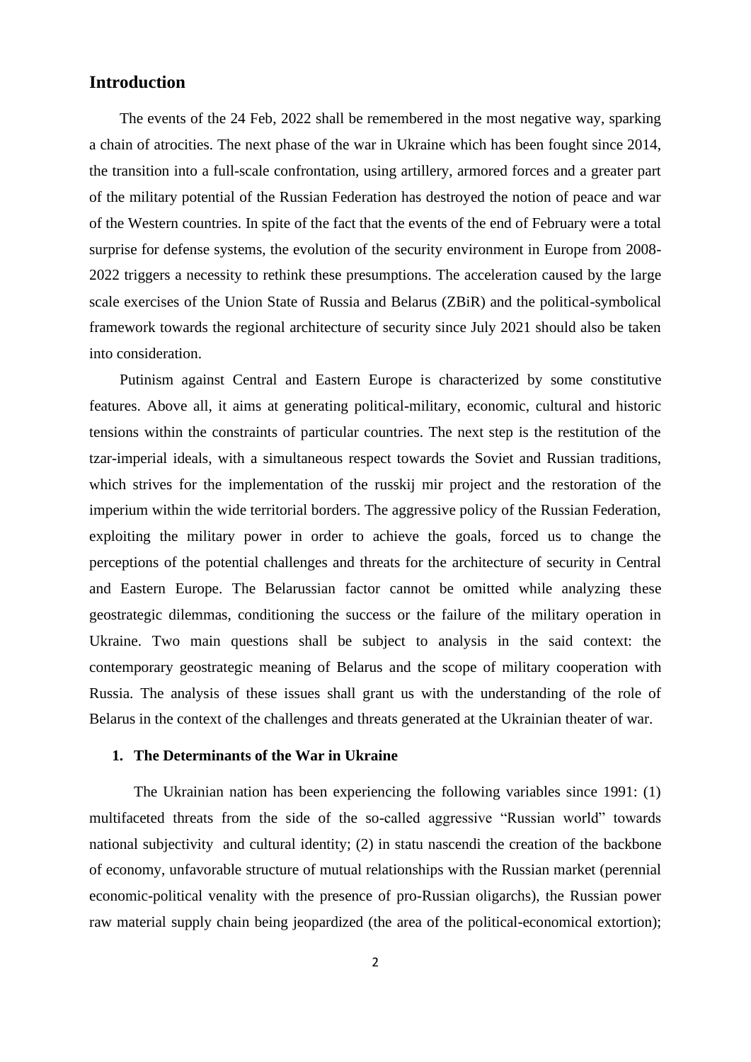## Introduction

The events of the 24 Feb, 2022 shall be remembered in the most negative way, sparking a chain of atrocities. The next phase of the war in Ukraine which has been fought since 2014, the transition into a full-scale confrontation, using artillery, armored forces and a greater part of the military potential of the Russian Federation has destroyed the notion of peace and war of the Western countries. In spite of the fact that the events of the end of February were a total surprise for defense systems, the evolution of the security environment in Europe from 2008-2022 triggers a necessity to rethink these presumptions. The acceleration caused by the large scale exercises of the Union State of Russia and Belarus (ZBiR) and the political-symbolical framework towards the regional architecture of security since July 2021 should also be taken into consideration.

Putinism against Central and Eastern Europe is characterized by some constitutive features. Above all, it aims at generating political-military, economic, cultural and historic tensions within the constraints of particular countries. The next step is the restitution of the tzar-imperial ideals, with a simultaneous respect towards the Soviet and Russian traditions, which strives for the implementation of the russkij mir project and the restoration of the imperium within the wide territorial borders. The aggressive policy of the Russian Federation, exploiting the military power in order to achieve the goals, forced us to change the perceptions of the potential challenges and threats for the architecture of security in Central and Eastern Europe. The Belarussian factor cannot be omitted while analyzing these geostrategic dilemmas, conditioning the success or the failure of the military operation in Ukraine. Two main questions shall be subject to analysis in the said context: the contemporary geostrategic meaning of Belarus and the scope of military cooperation with Russia. The analysis of these issues shall grant us with the understanding of the role of Belarus in the context of the challenges and threats generated at the Ukrainian theater of war.

### 1. The Determinants of the War in Ukraine

The Ukrainian nation has been experiencing the following variables since 1991: (1) multifaceted threats from the side of the so-called aggressive "Russian world" towards national subjectivity and cultural identity; (2) in statu nascendi the creation of the backbone of economy, unfavorable structure of mutual relationships with the Russian market (perennial economic-political venality with the presence of pro-Russian oligarchs), the Russian power raw material supply chain being jeopardized (the area of the political-economical extortion);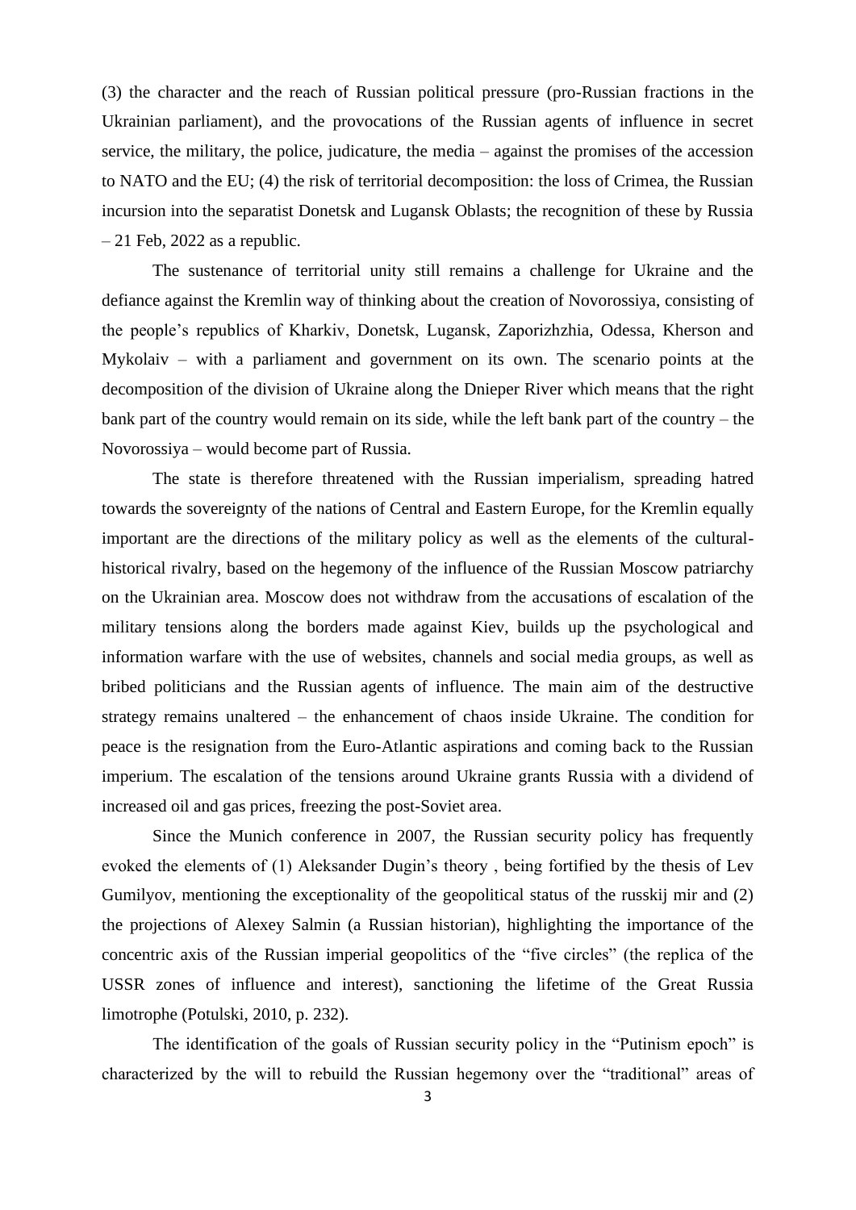(3) the character and the reach of Russian political pressure (pro-Russian fractions in the Ukrainian parliament), and the provocations of the Russian agents of influence in secret service, the military, the police, judicature, the media – against the promises of the accession to NATO and the EU; (4) the risk of territorial decomposition: the loss of Crimea, the Russian incursion into the separatist Donetsk and Lugansk Oblasts; the recognition of these by Russia – 21 Feb, 2022 as a republic.

The sustenance of territorial unity still remains a challenge for Ukraine and the defiance against the Kremlin way of thinking about the creation of Novorossiya, consisting of the people's republics of Kharkiv, Donetsk, Lugansk, Zaporizhzhia, Odessa, Kherson and Mykolaiv – with a parliament and government on its own. The scenario points at the decomposition of the division of Ukraine along the Dnieper River which means that the right bank part of the country would remain on its side, while the left bank part of the country – the Novorossiya – would become part of Russia.

The state is therefore threatened with the Russian imperialism, spreading hatred towards the sovereignty of the nations of Central and Eastern Europe, for the Kremlin equally important are the directions of the military policy as well as the elements of the cultural-historical rivalry, based on the hegemony of the influence of the Russian Moscow patriarchy on the Ukrainian area. Moscow does not withdraw from the accusations of escalation of the military tensions along the borders made against Kiev, builds up the psychological and information warfare with the use of websites, channels and social media groups, as well as bribed politicians and the Russian agents of influence. The main aim of the destructive strategy remains unaltered – the enhancement of chaos inside Ukraine. The condition for peace is the resignation from the Euro-Atlantic aspirations and coming back to the Russian imperium. The escalation of the tensions around Ukraine grants Russia with a dividend of increased oil and gas prices, freezing the post-Soviet area.

Since the Munich conference in 2007, the Russian security policy has frequently evoked the elements of (1) Aleksander Dugin's theory , being fortified by the thesis of Lev Gumilyov, mentioning the exceptionality of the geopolitical status of the russkij mir and (2) the projections of Alexey Salmin (a Russian historian), highlighting the importance of the concentric axis of the Russian imperial geopolitics of the "five circles" (the replica of the USSR zones of influence and interest), sanctioning the lifetime of the Great Russia limotrophe (Potulski, 2010, p. 232).

The identification of the goals of Russian security policy in the "Putinism epoch" is characterized by the will to rebuild the Russian hegemony over the "traditional" areas of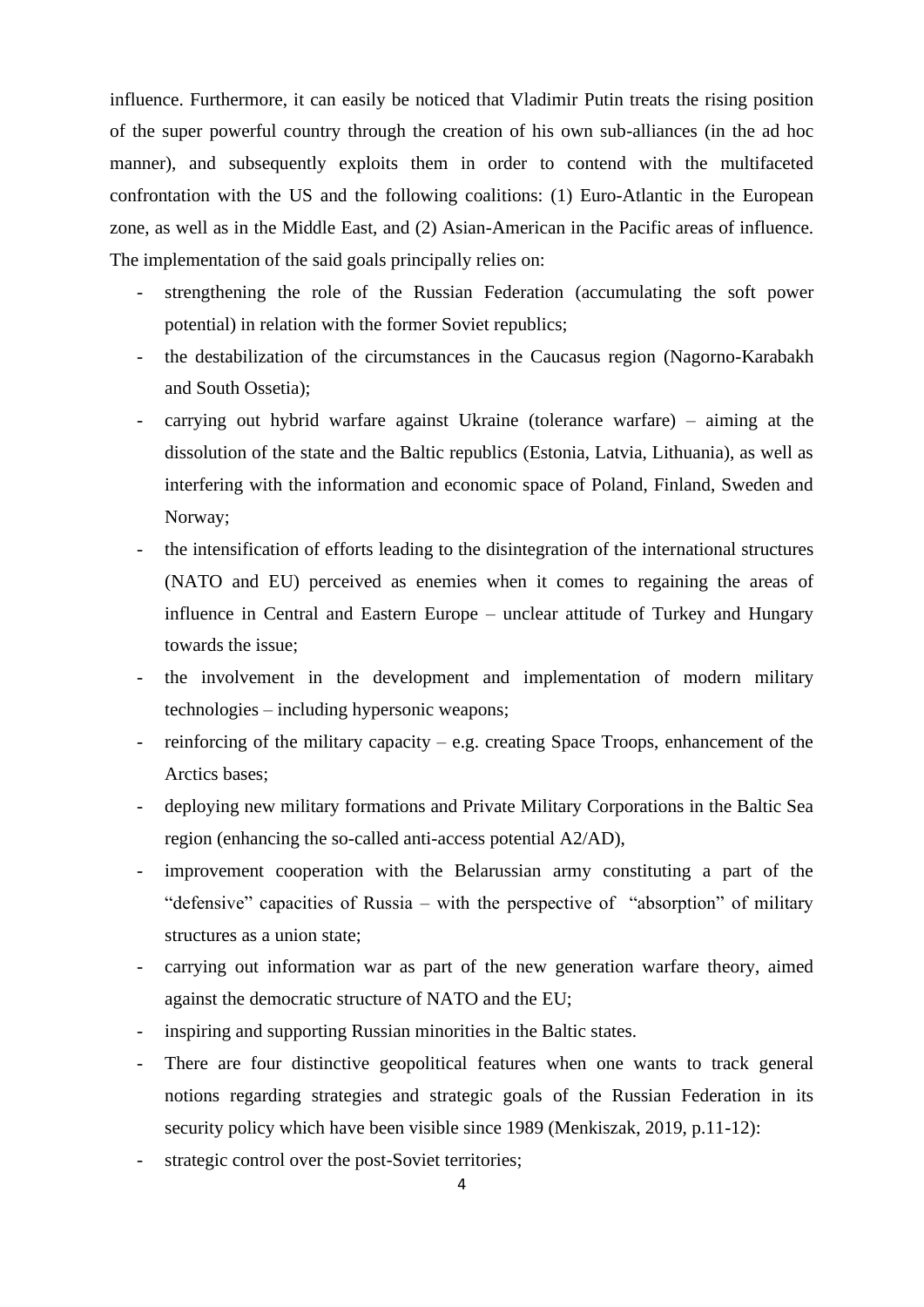influence. Furthermore, it can easily be noticed that Vladimir Putin treats the rising position of the super powerful country through the creation of his own sub-alliances (in the ad hoc manner), and subsequently exploits them in order to contend with the multifaceted confrontation with the US and the following coalitions: (1) Euro-Atlantic in the European zone, as well as in the Middle East, and (2) Asian-American in the Pacific areas of influence. The implementation of the said goals principally relies on:

- strengthening the role of the Russian Federation (accumulating the soft power potential) in relation with the former Soviet republics;
- the destabilization of the circumstances in the Caucasus region (Nagorno-Karabakh and South Ossetia);
- carrying out hybrid warfare against Ukraine (tolerance warfare) – aiming at the dissolution of the state and the Baltic republics (Estonia, Latvia, Lithuania), as well as interfering with the information and economic space of Poland, Finland, Sweden and Norway;
- the intensification of efforts leading to the disintegration of the international structures (NATO and EU) perceived as enemies when it comes to regaining the areas of influence in Central and Eastern Europe – unclear attitude of Turkey and Hungary towards the issue;
- the involvement in the development and implementation of modern military technologies – including hypersonic weapons;
- reinforcing of the military capacity – e.g. creating Space Troops, enhancement of the Arctics bases;
- deploying new military formations and Private Military Corporations in the Baltic Sea region (enhancing the so-called anti-access potential A2/AD),
- improvement cooperation with the Belarussian army constituting a part of the "defensive" capacities of Russia – with the perspective of "absorption" of military structures as a union state;
- carrying out information war as part of the new generation warfare theory, aimed against the democratic structure of NATO and the EU;
- inspiring and supporting Russian minorities in the Baltic states.
- There are four distinctive geopolitical features when one wants to track general notions regarding strategies and strategic goals of the Russian Federation in its security policy which have been visible since 1989 (Menkiszak, 2019, p.11-12):
- strategic control over the post-Soviet territories;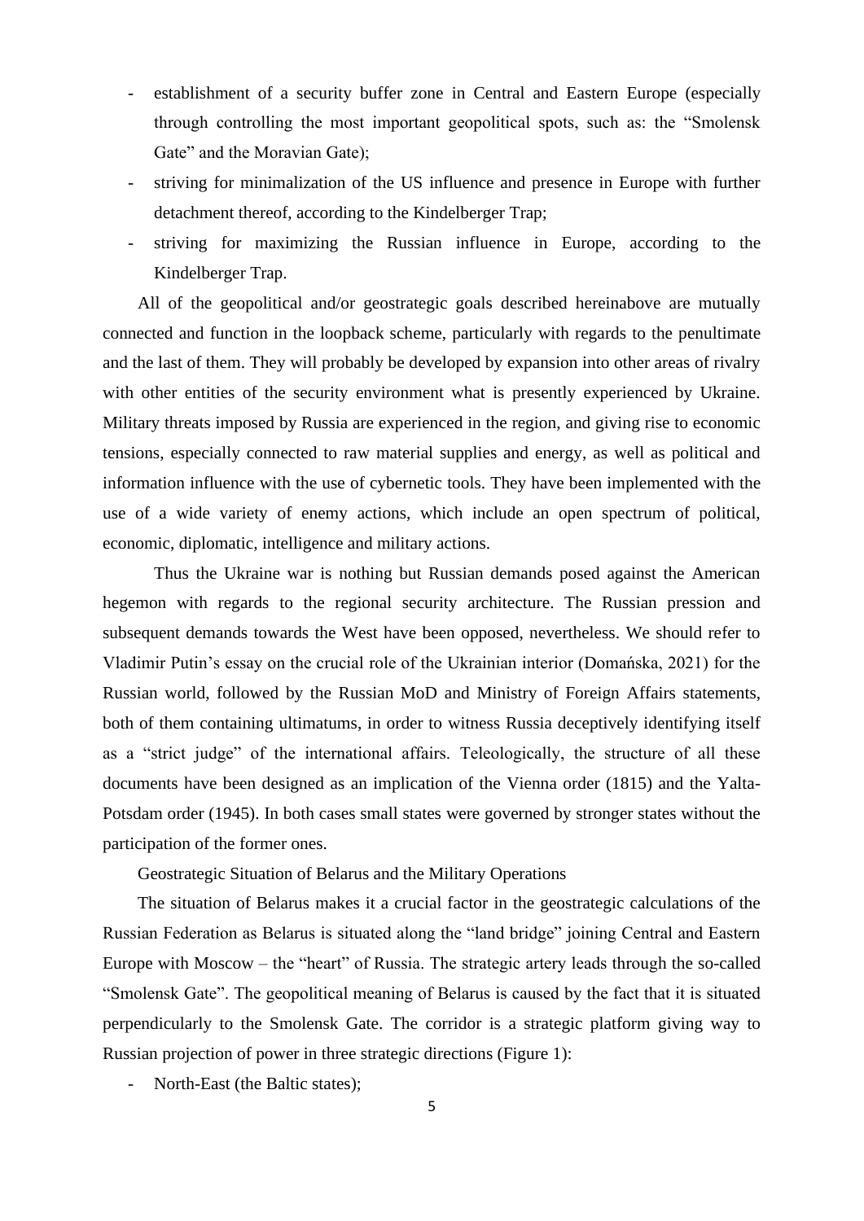- establishment of a security buffer zone in Central and Eastern Europe (especially through controlling the most important geopolitical spots, such as: the "Smolensk Gate" and the Moravian Gate);
- striving for minimalization of the US influence and presence in Europe with further detachment thereof, according to the Kindelberger Trap;
- striving for maximizing the Russian influence in Europe, according to the Kindelberger Trap.

All of the geopolitical and/or geostrategic goals described hereinabove are mutually connected and function in the loopback scheme, particularly with regards to the penultimate and the last of them. They will probably be developed by expansion into other areas of rivalry with other entities of the security environment what is presently experienced by Ukraine. Military threats imposed by Russia are experienced in the region, and giving rise to economic tensions, especially connected to raw material supplies and energy, as well as political and information influence with the use of cybernetic tools. They have been implemented with the use of a wide variety of enemy actions, which include an open spectrum of political, economic, diplomatic, intelligence and military actions.

Thus the Ukraine war is nothing but Russian demands posed against the American hegemon with regards to the regional security architecture. The Russian pression and subsequent demands towards the West have been opposed, nevertheless. We should refer to Vladimir Putin's essay on the crucial role of the Ukrainian interior (Domańska, 2021) for the Russian world, followed by the Russian MoD and Ministry of Foreign Affairs statements, both of them containing ultimatums, in order to witness Russia deceptively identifying itself as a "strict judge" of the international affairs. Teleologically, the structure of all these documents have been designed as an implication of the Vienna order (1815) and the Yalta-Potsdam order (1945). In both cases small states were governed by stronger states without the participation of the former ones.

## Geostrategic Situation of Belarus and the Military Operations

The situation of Belarus makes it a crucial factor in the geostrategic calculations of the Russian Federation as Belarus is situated along the "land bridge" joining Central and Eastern Europe with Moscow – the "heart" of Russia. The strategic artery leads through the so-called "Smolensk Gate". The geopolitical meaning of Belarus is caused by the fact that it is situated perpendicularly to the Smolensk Gate. The corridor is a strategic platform giving way to Russian projection of power in three strategic directions (Figure 1):

- North-East (the Baltic states);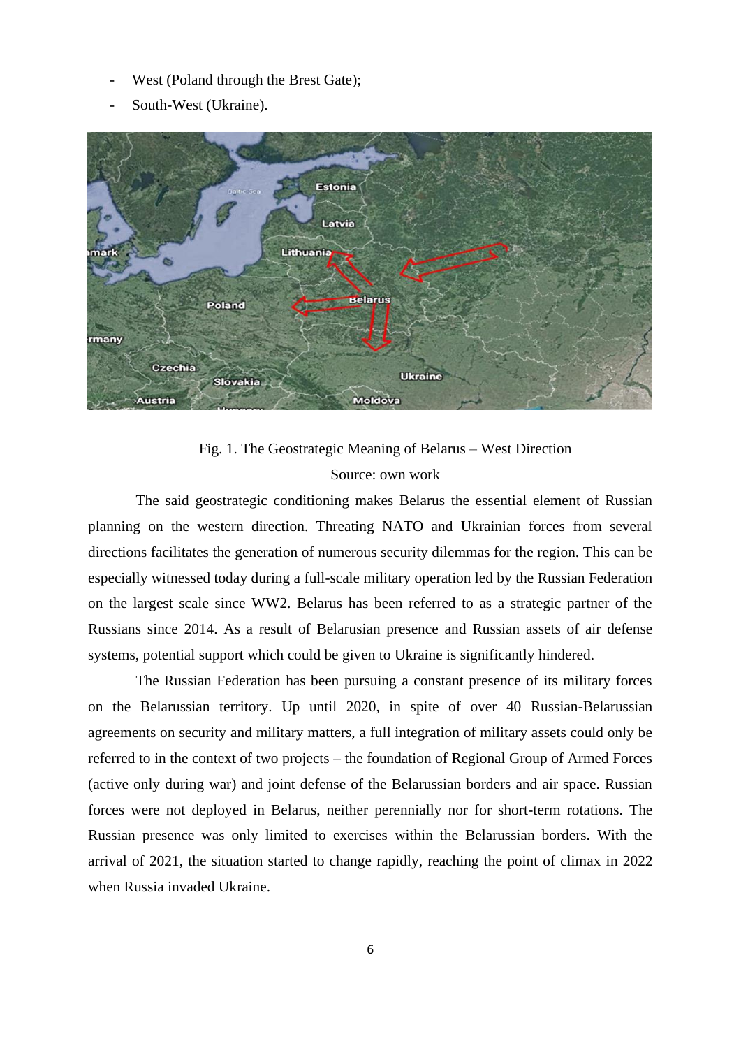- West (Poland through the Brest Gate);
- South-West (Ukraine).

Fig. 1. The Geostrategic Meaning of Belarus – West Direction

Source: own work

The said geostrategic conditioning makes Belarus the essential element of Russian planning on the western direction. Threating NATO and Ukrainian forces from several directions facilitates the generation of numerous security dilemmas for the region. This can be especially witnessed today during a full-scale military operation led by the Russian Federation on the largest scale since WW2. Belarus has been referred to as a strategic partner of the Russians since 2014. As a result of Belarusian presence and Russian assets of air defense systems, potential support which could be given to Ukraine is significantly hindered.

The Russian Federation has been pursuing a constant presence of its military forces on the Belarussian territory. Up until 2020, in spite of over 40 Russian-Belarussian agreements on security and military matters, a full integration of military assets could only be referred to in the context of two projects – the foundation of Regional Group of Armed Forces (active only during war) and joint defense of the Belarussian borders and air space. Russian forces were not deployed in Belarus, neither perennially nor for short-term rotations. The Russian presence was only limited to exercises within the Belarussian borders. With the arrival of 2021, the situation started to change rapidly, reaching the point of climax in 2022 when Russia invaded Ukraine.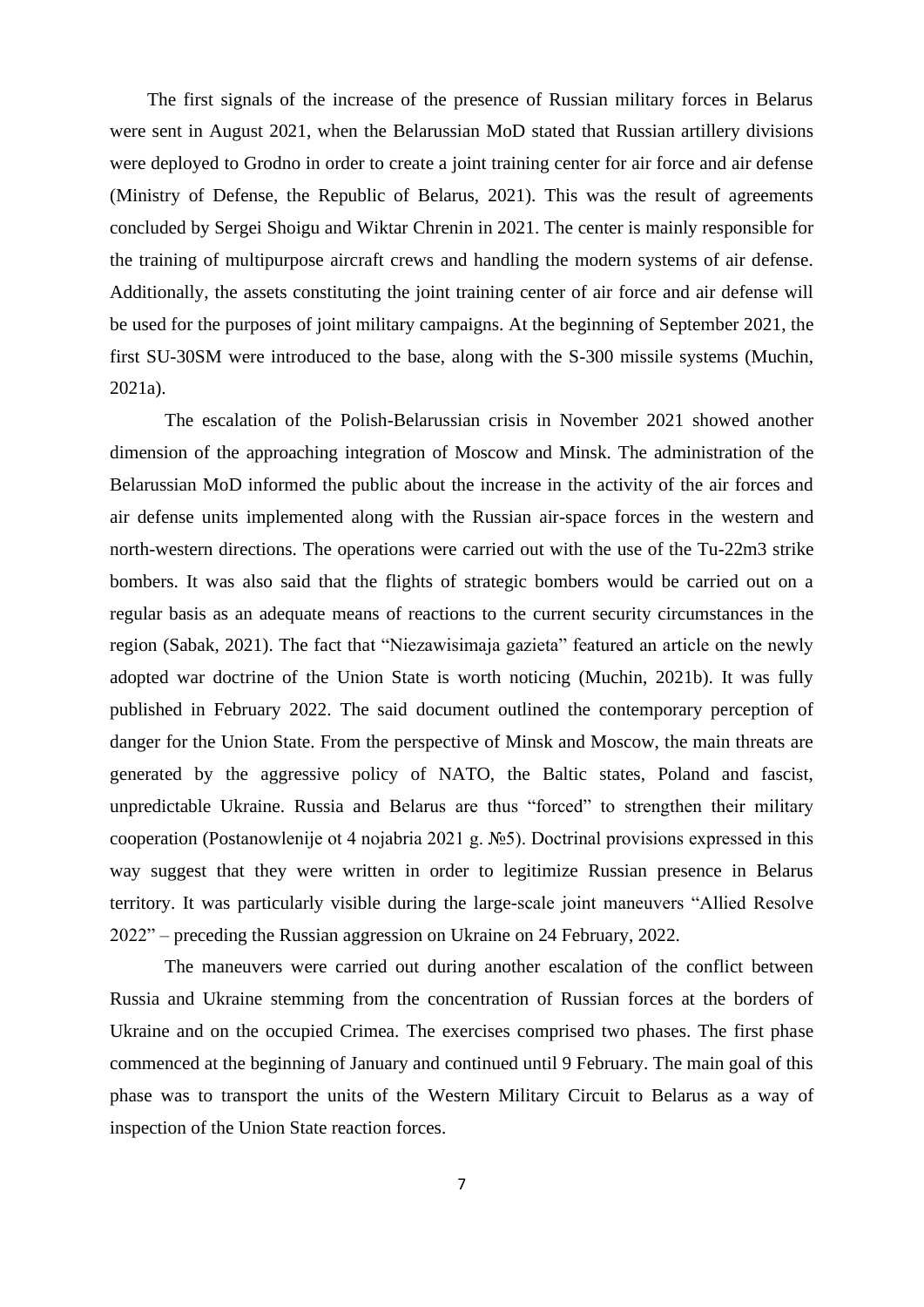The first signals of the increase of the presence of Russian military forces in Belarus were sent in August 2021, when the Belarussian MoD stated that Russian artillery divisions were deployed to Grodno in order to create a joint training center for air force and air defense (Ministry of Defense, the Republic of Belarus, 2021). This was the result of agreements concluded by Sergei Shoigu and Wiktar Chrenin in 2021. The center is mainly responsible for the training of multipurpose aircraft crews and handling the modern systems of air defense. Additionally, the assets constituting the joint training center of air force and air defense will be used for the purposes of joint military campaigns. At the beginning of September 2021, the first SU-30SM were introduced to the base, along with the S-300 missile systems (Muchin, 2021a).

The escalation of the Polish-Belarussian crisis in November 2021 showed another dimension of the approaching integration of Moscow and Minsk. The administration of the Belarussian MoD informed the public about the increase in the activity of the air forces and air defense units implemented along with the Russian air-space forces in the western and north-western directions. The operations were carried out with the use of the Tu-22m3 strike bombers. It was also said that the flights of strategic bombers would be carried out on a regular basis as an adequate means of reactions to the current security circumstances in the region (Sabak, 2021). The fact that "Niezawisimaja gazieta" featured an article on the newly adopted war doctrine of the Union State is worth noticing (Muchin, 2021b). It was fully published in February 2022. The said document outlined the contemporary perception of danger for the Union State. From the perspective of Minsk and Moscow, the main threats are generated by the aggressive policy of NATO, the Baltic states, Poland and fascist, unpredictable Ukraine. Russia and Belarus are thus "forced" to strengthen their military cooperation (Postanowlenije ot 4 nojabria 2021 g. №5). Doctrinal provisions expressed in this way suggest that they were written in order to legitimize Russian presence in Belarus territory. It was particularly visible during the large-scale joint maneuvers "Allied Resolve 2022" – preceding the Russian aggression on Ukraine on 24 February, 2022.

The maneuvers were carried out during another escalation of the conflict between Russia and Ukraine stemming from the concentration of Russian forces at the borders of Ukraine and on the occupied Crimea. The exercises comprised two phases. The first phase commenced at the beginning of January and continued until 9 February. The main goal of this phase was to transport the units of the Western Military Circuit to Belarus as a way of inspection of the Union State reaction forces.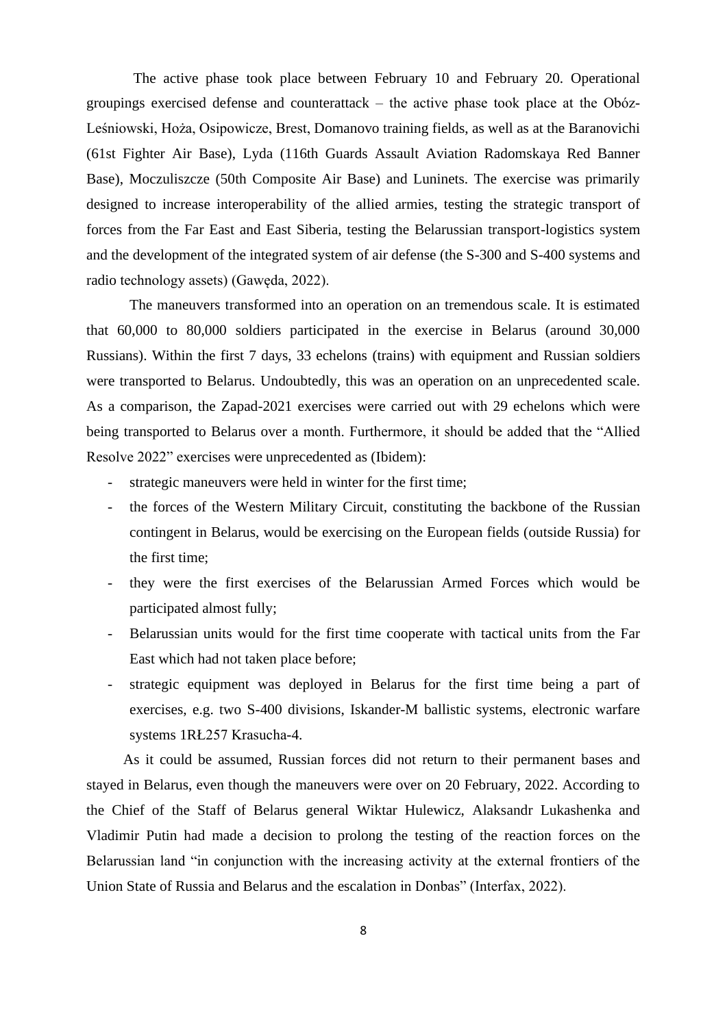The active phase took place between February 10 and February 20. Operational groupings exercised defense and counterattack – the active phase took place at the Obóz-Leśniowski, Hoża, Osipowicze, Brest, Domanovo training fields, as well as at the Baranovichi (61st Fighter Air Base), Lyda (116th Guards Assault Aviation Radomskaya Red Banner Base), Moczuliszcze (50th Composite Air Base) and Luninets. The exercise was primarily designed to increase interoperability of the allied armies, testing the strategic transport of forces from the Far East and East Siberia, testing the Belarussian transport-logistics system and the development of the integrated system of air defense (the S-300 and S-400 systems and radio technology assets) (Gawęda, 2022).

The maneuvers transformed into an operation on an tremendous scale. It is estimated that 60,000 to 80,000 soldiers participated in the exercise in Belarus (around 30,000 Russians). Within the first 7 days, 33 echelons (trains) with equipment and Russian soldiers were transported to Belarus. Undoubtedly, this was an operation on an unprecedented scale. As a comparison, the Zapad-2021 exercises were carried out with 29 echelons which were being transported to Belarus over a month. Furthermore, it should be added that the "Allied Resolve 2022" exercises were unprecedented as (Ibidem):

- strategic maneuvers were held in winter for the first time;
- the forces of the Western Military Circuit, constituting the backbone of the Russian contingent in Belarus, would be exercising on the European fields (outside Russia) for the first time;
- they were the first exercises of the Belarussian Armed Forces which would be participated almost fully;
- Belarussian units would for the first time cooperate with tactical units from the Far East which had not taken place before;
- strategic equipment was deployed in Belarus for the first time being a part of exercises, e.g. two S-400 divisions, Iskander-M ballistic systems, electronic warfare systems 1RŁ257 Krasucha-4.

As it could be assumed, Russian forces did not return to their permanent bases and stayed in Belarus, even though the maneuvers were over on 20 February, 2022. According to the Chief of the Staff of Belarus general Wiktar Hulewicz, Alaksandr Lukashenka and Vladimir Putin had made a decision to prolong the testing of the reaction forces on the Belarussian land "in conjunction with the increasing activity at the external frontiers of the Union State of Russia and Belarus and the escalation in Donbas" (Interfax, 2022).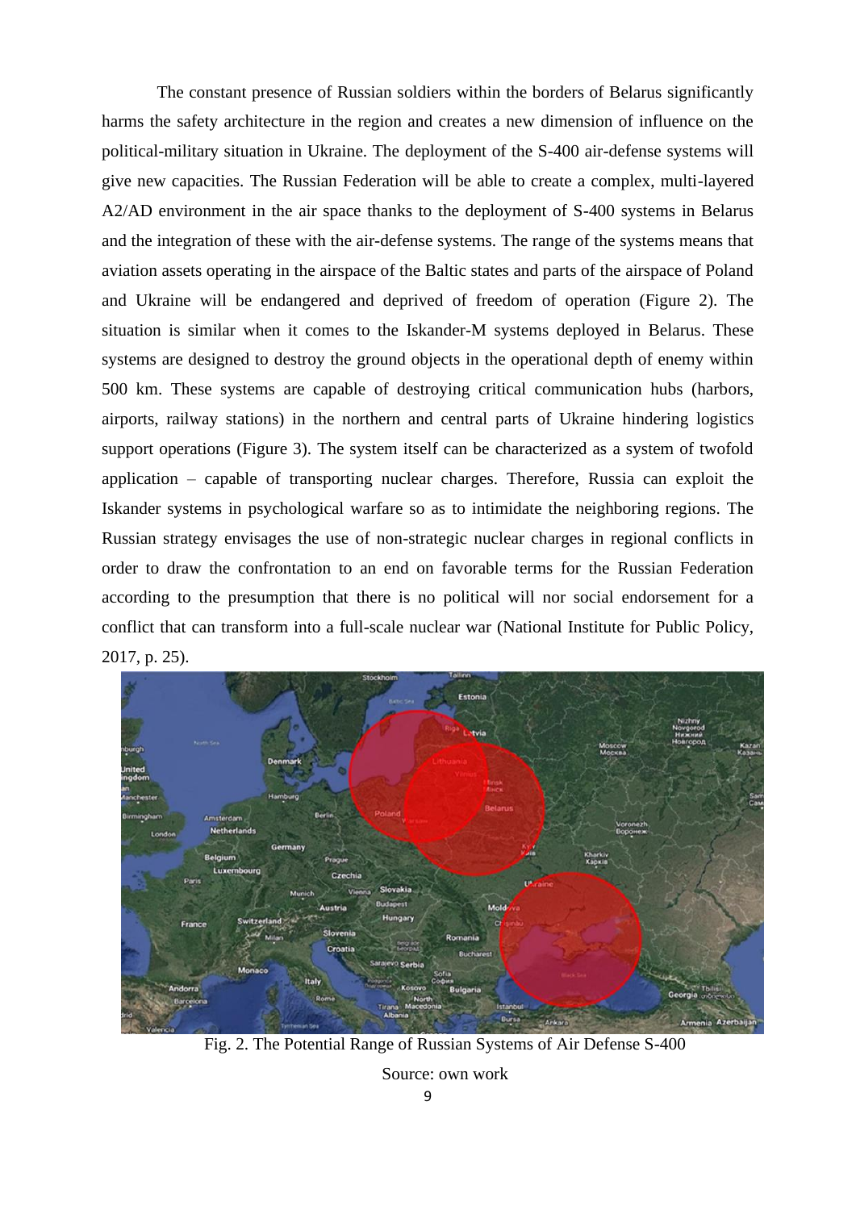The constant presence of Russian soldiers within the borders of Belarus significantly harms the safety architecture in the region and creates a new dimension of influence on the political-military situation in Ukraine. The deployment of the S-400 air-defense systems will give new capacities. The Russian Federation will be able to create a complex, multi-layered A2/AD environment in the air space thanks to the deployment of S-400 systems in Belarus and the integration of these with the air-defense systems. The range of the systems means that aviation assets operating in the airspace of the Baltic states and parts of the airspace of Poland and Ukraine will be endangered and deprived of freedom of operation (Figure 2). The situation is similar when it comes to the Iskander-M systems deployed in Belarus. These systems are designed to destroy the ground objects in the operational depth of enemy within 500 km. These systems are capable of destroying critical communication hubs (harbors, airports, railway stations) in the northern and central parts of Ukraine hindering logistics support operations (Figure 3). The system itself can be characterized as a system of twofold application – capable of transporting nuclear charges. Therefore, Russia can exploit the Iskander systems in psychological warfare so as to intimidate the neighboring regions. The Russian strategy envisages the use of non-strategic nuclear charges in regional conflicts in order to draw the confrontation to an end on favorable terms for the Russian Federation according to the presumption that there is no political will nor social endorsement for a conflict that can transform into a full-scale nuclear war (National Institute for Public Policy, 2017, p. 25).

Fig. 2. The Potential Range of Russian Systems of Air Defense S-400

Source: own work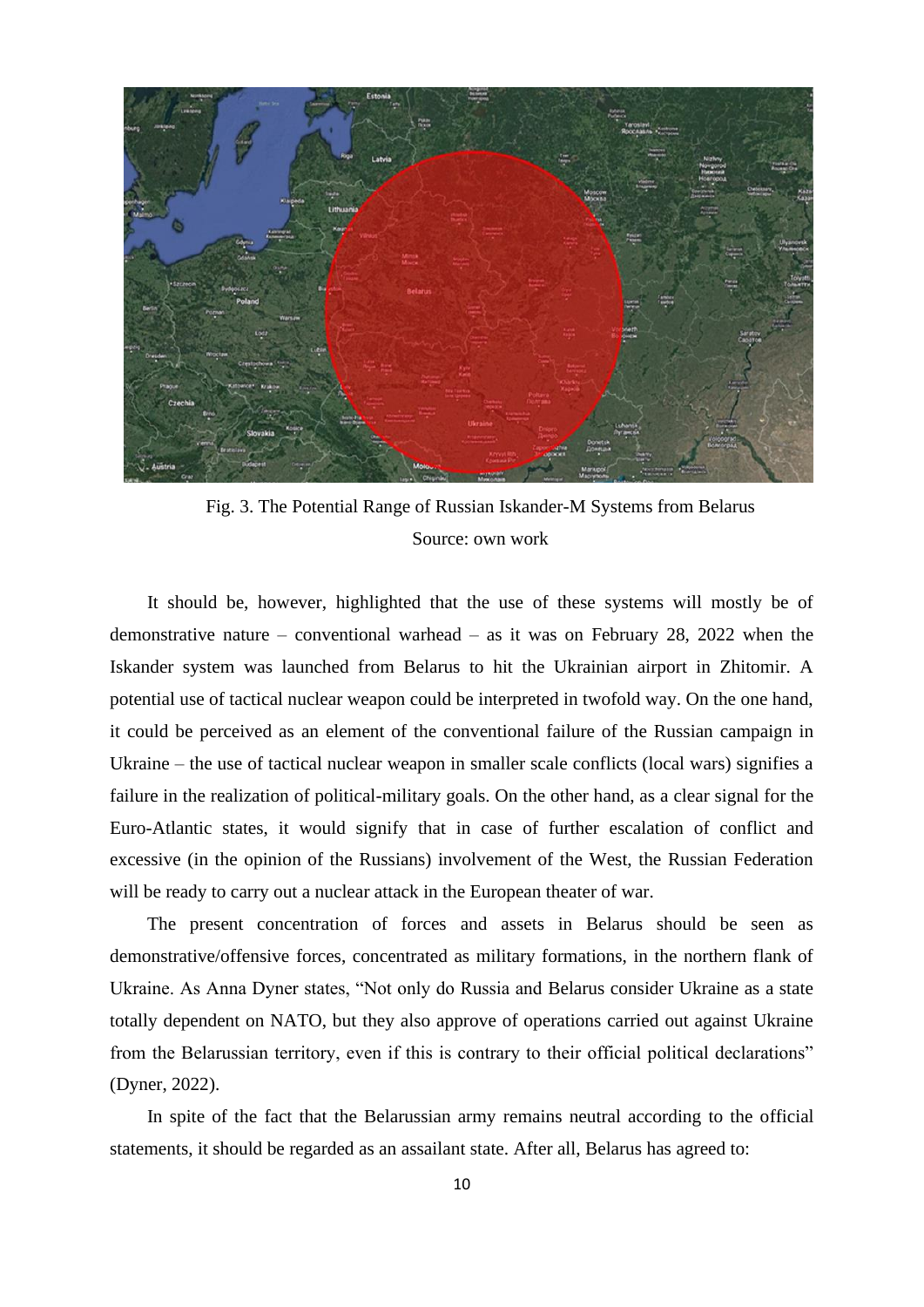Fig. 3. The Potential Range of Russian Iskander-M Systems from Belarus
Source: own work

It should be, however, highlighted that the use of these systems will mostly be of demonstrative nature – conventional warhead – as it was on February 28, 2022 when the Iskander system was launched from Belarus to hit the Ukrainian airport in Zhitomir. A potential use of tactical nuclear weapon could be interpreted in twofold way. On the one hand, it could be perceived as an element of the conventional failure of the Russian campaign in Ukraine – the use of tactical nuclear weapon in smaller scale conflicts (local wars) signifies a failure in the realization of political-military goals. On the other hand, as a clear signal for the Euro-Atlantic states, it would signify that in case of further escalation of conflict and excessive (in the opinion of the Russians) involvement of the West, the Russian Federation will be ready to carry out a nuclear attack in the European theater of war.

The present concentration of forces and assets in Belarus should be seen as demonstrative/offensive forces, concentrated as military formations, in the northern flank of Ukraine. As Anna Dyner states, "Not only do Russia and Belarus consider Ukraine as a state totally dependent on NATO, but they also approve of operations carried out against Ukraine from the Belarussian territory, even if this is contrary to their official political declarations" (Dyner, 2022).

In spite of the fact that the Belarussian army remains neutral according to the official statements, it should be regarded as an assailant state. After all, Belarus has agreed to: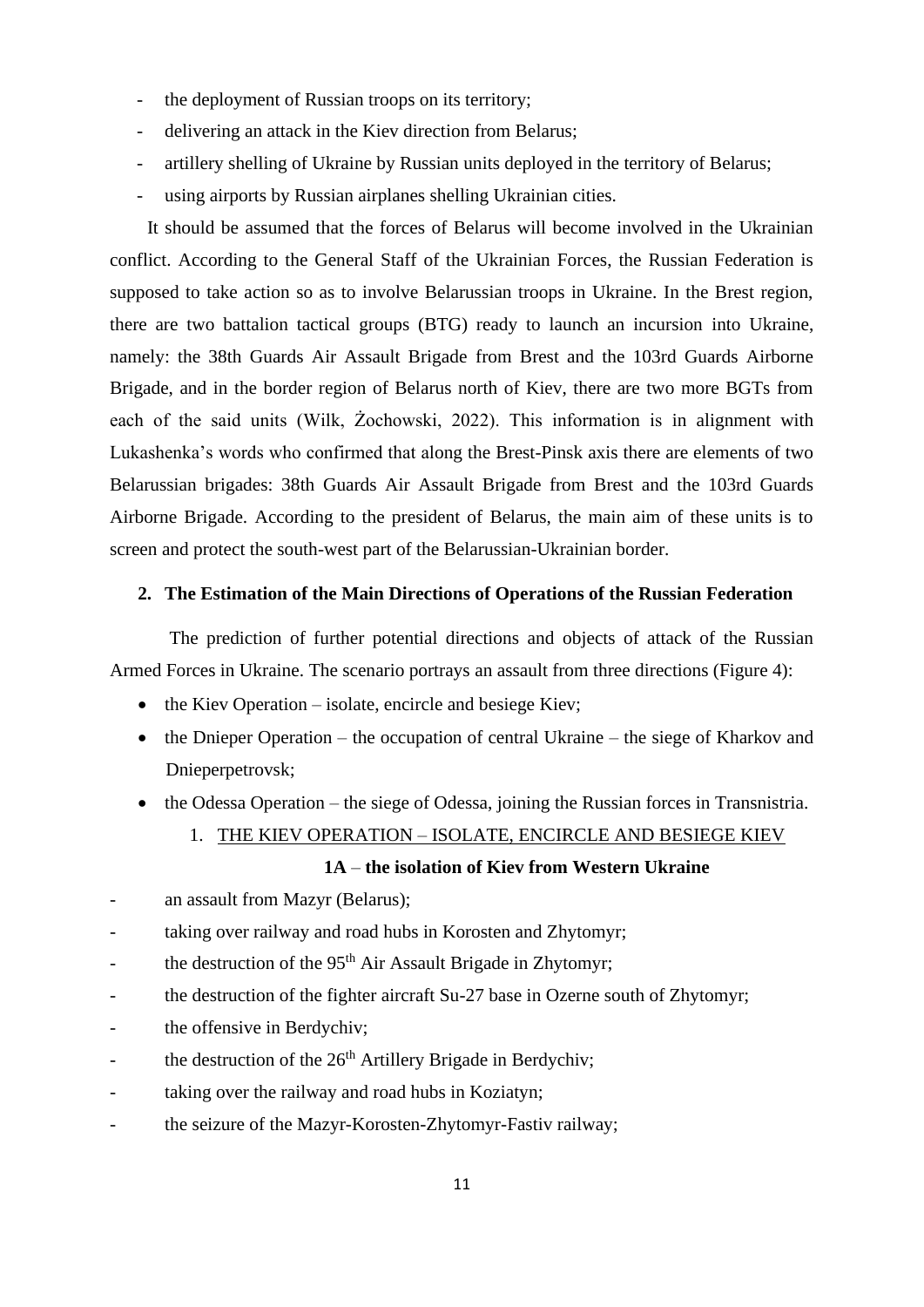- the deployment of Russian troops on its territory;
- delivering an attack in the Kiev direction from Belarus;
- artillery shelling of Ukraine by Russian units deployed in the territory of Belarus;
- using airports by Russian airplanes shelling Ukrainian cities.

It should be assumed that the forces of Belarus will become involved in the Ukrainian conflict. According to the General Staff of the Ukrainian Forces, the Russian Federation is supposed to take action so as to involve Belarussian troops in Ukraine. In the Brest region, there are two battalion tactical groups (BTG) ready to launch an incursion into Ukraine, namely: the 38th Guards Air Assault Brigade from Brest and the 103rd Guards Airborne Brigade, and in the border region of Belarus north of Kiev, there are two more BGTs from each of the said units (Wilk, Żochowski, 2022). This information is in alignment with Lukashenka's words who confirmed that along the Brest-Pinsk axis there are elements of two Belarussian brigades: 38th Guards Air Assault Brigade from Brest and the 103rd Guards Airborne Brigade. According to the president of Belarus, the main aim of these units is to screen and protect the south-west part of the Belarussian-Ukrainian border.

## 2. The Estimation of the Main Directions of Operations of the Russian Federation

The prediction of further potential directions and objects of attack of the Russian Armed Forces in Ukraine. The scenario portrays an assault from three directions (Figure 4):

- the Kiev Operation – isolate, encircle and besiege Kiev;
- the Dnieper Operation – the occupation of central Ukraine – the siege of Kharkov and Dnieperpetrovsk;
- the Odessa Operation – the siege of Odessa, joining the Russian forces in Transnistria.

1. THE KIEV OPERATION – ISOLATE, ENCIRCLE AND BESIEGE KIEV

**1A – the isolation of Kiev from Western Ukraine**

- an assault from Mazyr (Belarus);
- taking over railway and road hubs in Korosten and Zhytomyr;
- the destruction of the 95th Air Assault Brigade in Zhytomyr;
- the destruction of the fighter aircraft Su-27 base in Ozerne south of Zhytomyr;
- the offensive in Berdychiv;
- the destruction of the 26th Artillery Brigade in Berdychiv;
- taking over the railway and road hubs in Koziatyn;
- the seizure of the Mazyr-Korosten-Zhytomyr-Fastiv railway;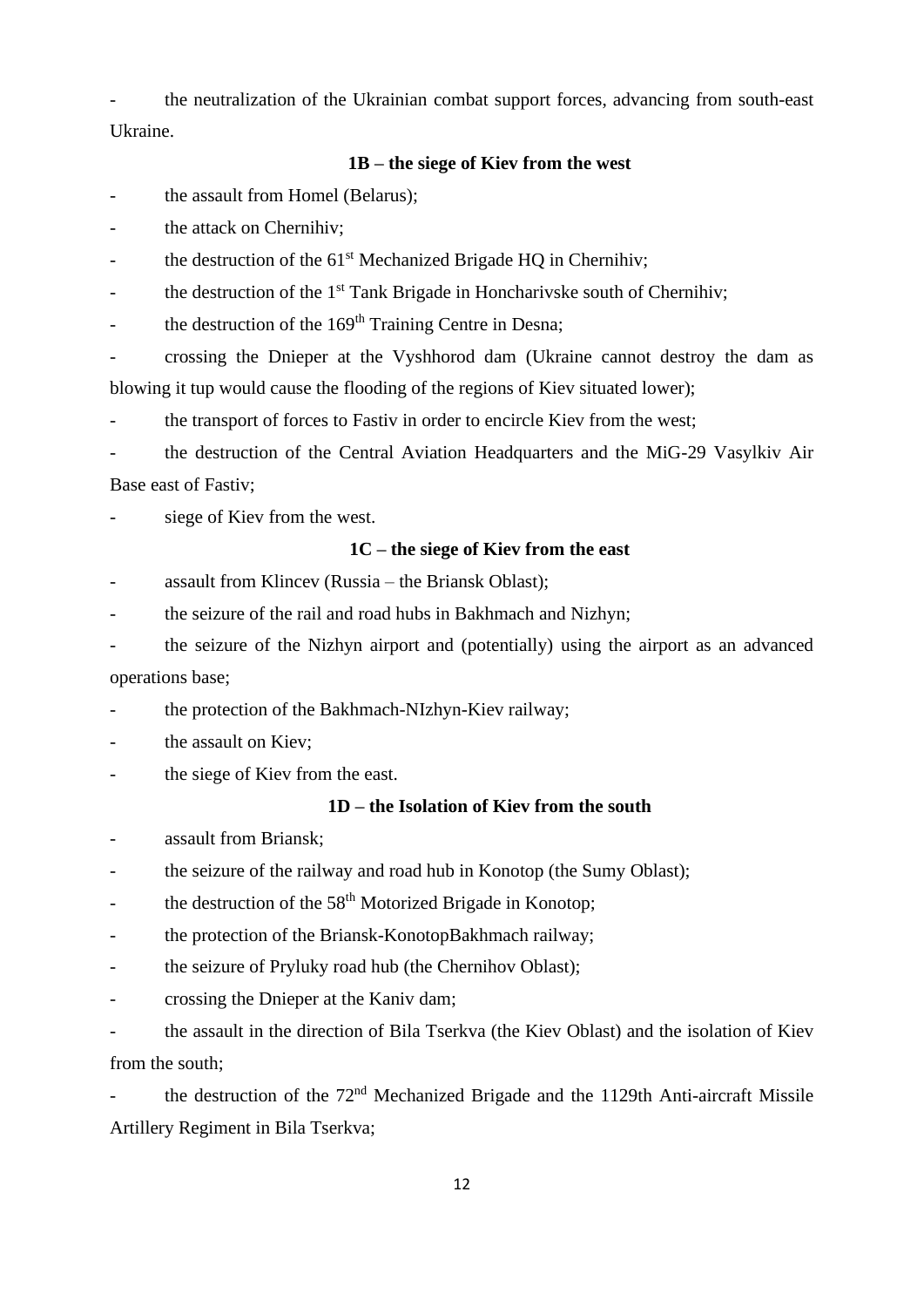- the neutralization of the Ukrainian combat support forces, advancing from south-east Ukraine.

**1B – the siege of Kiev from the west**

- the assault from Homel (Belarus);
- the attack on Chernihiv;
- the destruction of the 61st Mechanized Brigade HQ in Chernihiv;
- the destruction of the 1st Tank Brigade in Honcharivske south of Chernihiv;
- the destruction of the 169th Training Centre in Desna;
- crossing the Dnieper at the Vyshhorod dam (Ukraine cannot destroy the dam as blowing it tup would cause the flooding of the regions of Kiev situated lower);
- the transport of forces to Fastiv in order to encircle Kiev from the west;
- the destruction of the Central Aviation Headquarters and the MiG-29 Vasylkiv Air Base east of Fastiv;
- siege of Kiev from the west.

**1C – the siege of Kiev from the east**

- assault from Klincev (Russia – the Briansk Oblast);
- the seizure of the rail and road hubs in Bakhmach and Nizhyn;
- the seizure of the Nizhyn airport and (potentially) using the airport as an advanced operations base;
- the protection of the Bakhmach-NIzhyn-Kiev railway;
- the assault on Kiev;
- the siege of Kiev from the east.

**1D – the Isolation of Kiev from the south**

- assault from Briansk;
- the seizure of the railway and road hub in Konotop (the Sumy Oblast);
- the destruction of the 58th Motorized Brigade in Konotop;
- the protection of the Briansk-KonotopBakhmach railway;
- the seizure of Pryluky road hub (the Chernihov Oblast);
- crossing the Dnieper at the Kaniv dam;
- the assault in the direction of Bila Tserkva (the Kiev Oblast) and the isolation of Kiev from the south;
- the destruction of the 72nd Mechanized Brigade and the 1129th Anti-aircraft Missile Artillery Regiment in Bila Tserkva;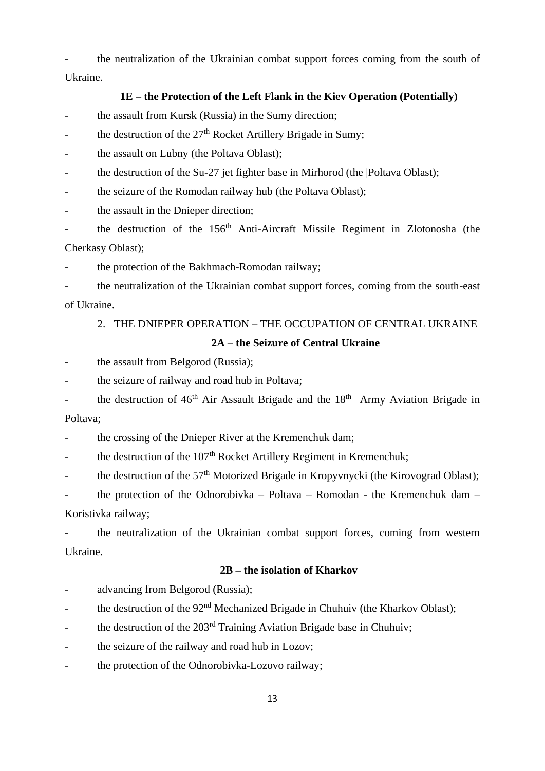- the neutralization of the Ukrainian combat support forces coming from the south of Ukraine.

**1E – the Protection of the Left Flank in the Kiev Operation (Potentially)**

- the assault from Kursk (Russia) in the Sumy direction;
- the destruction of the 27th Rocket Artillery Brigade in Sumy;
- the assault on Lubny (the Poltava Oblast);
- the destruction of the Su-27 jet fighter base in Mirhorod (the |Poltava Oblast);
- the seizure of the Romodan railway hub (the Poltava Oblast);
- the assault in the Dnieper direction;
- the destruction of the 156th Anti-Aircraft Missile Regiment in Zlotonosha (the Cherkasy Oblast);
- the protection of the Bakhmach-Romodan railway;
- the neutralization of the Ukrainian combat support forces, coming from the south-east of Ukraine.

2. THE DNIEPER OPERATION – THE OCCUPATION OF CENTRAL UKRAINE

**2A – the Seizure of Central Ukraine**

- the assault from Belgorod (Russia);
- the seizure of railway and road hub in Poltava;
- the destruction of 46th Air Assault Brigade and the 18th Army Aviation Brigade in Poltava;
- the crossing of the Dnieper River at the Kremenchuk dam;
- the destruction of the 107th Rocket Artillery Regiment in Kremenchuk;
- the destruction of the 57th Motorized Brigade in Kropyvnycki (the Kirovograd Oblast);
- the protection of the Odnorobivka – Poltava – Romodan - the Kremenchuk dam – Koristivka railway;
- the neutralization of the Ukrainian combat support forces, coming from western Ukraine.

**2B – the isolation of Kharkov**

- advancing from Belgorod (Russia);
- the destruction of the 92nd Mechanized Brigade in Chuhuiv (the Kharkov Oblast);
- the destruction of the 203rd Training Aviation Brigade base in Chuhuiv;
- the seizure of the railway and road hub in Lozov;
- the protection of the Odnorobivka-Lozovo railway;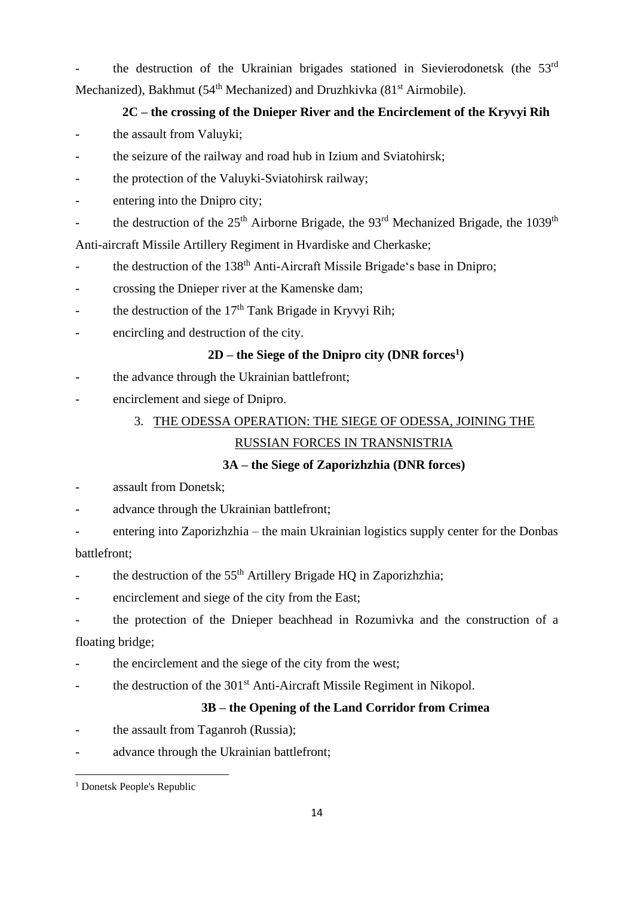- the destruction of the Ukrainian brigades stationed in Sievierodonetsk (the 53rd Mechanized), Bakhmut (54th Mechanized) and Druzhkivka (81st Airmobile).

**2C – the crossing of the Dnieper River and the Encirclement of the Kryvyi Rih**

- the assault from Valuyki;
- the seizure of the railway and road hub in Izium and Sviatohirsk;
- the protection of the Valuyki-Sviatohirsk railway;
- entering into the Dnipro city;
- the destruction of the 25th Airborne Brigade, the 93rd Mechanized Brigade, the 1039th Anti-aircraft Missile Artillery Regiment in Hvardiske and Cherkaske;
- the destruction of the 138th Anti-Aircraft Missile Brigade‘s base in Dnipro;
- crossing the Dnieper river at the Kamenske dam;
- the destruction of the 17th Tank Brigade in Kryvyi Rih;
- encircling and destruction of the city.

**2D – the Siege of the Dnipro city (DNR forces[1])**

- the advance through the Ukrainian battlefront;
- encirclement and siege of Dnipro.

3. THE ODESSA OPERATION: THE SIEGE OF ODESSA, JOINING THE RUSSIAN FORCES IN TRANSNISTRIA

**3A – the Siege of Zaporizhzhia (DNR forces)**

- assault from Donetsk;
- advance through the Ukrainian battlefront;
- entering into Zaporizhzhia – the main Ukrainian logistics supply center for the Donbas battlefront;
- the destruction of the 55th Artillery Brigade HQ in Zaporizhzhia;
- encirclement and siege of the city from the East;
- the protection of the Dnieper beachhead in Rozumivka and the construction of a floating bridge;
- the encirclement and the siege of the city from the west;
- the destruction of the 301st Anti-Aircraft Missile Regiment in Nikopol.

**3B – the Opening of the Land Corridor from Crimea**

- the assault from Taganroh (Russia);
- advance through the Ukrainian battlefront;

[1] Donetsk People's Republic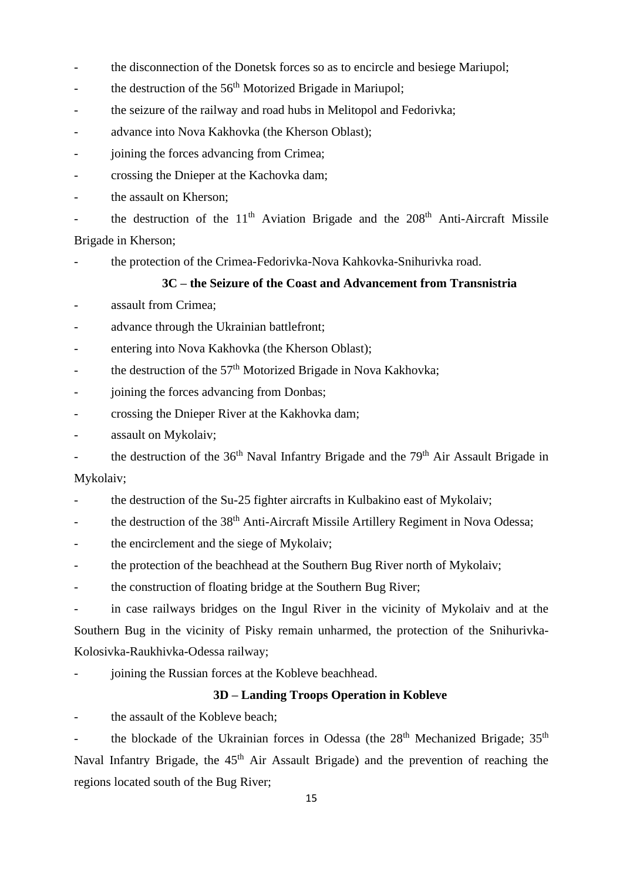- the disconnection of the Donetsk forces so as to encircle and besiege Mariupol;
- the destruction of the 56th Motorized Brigade in Mariupol;
- the seizure of the railway and road hubs in Melitopol and Fedorivka;
- advance into Nova Kakhovka (the Kherson Oblast);
- joining the forces advancing from Crimea;
- crossing the Dnieper at the Kachovka dam;
- the assault on Kherson;
- the destruction of the 11th Aviation Brigade and the 208th Anti-Aircraft Missile Brigade in Kherson;
- the protection of the Crimea-Fedorivka-Nova Kahkovka-Snihurivka road.

### 3C – the Seizure of the Coast and Advancement from Transnistria

- assault from Crimea;
- advance through the Ukrainian battlefront;
- entering into Nova Kakhovka (the Kherson Oblast);
- the destruction of the 57th Motorized Brigade in Nova Kakhovka;
- joining the forces advancing from Donbas;
- crossing the Dnieper River at the Kakhovka dam;
- assault on Mykolaiv;
- the destruction of the 36th Naval Infantry Brigade and the 79th Air Assault Brigade in Mykolaiv;
- the destruction of the Su-25 fighter aircrafts in Kulbakino east of Mykolaiv;
- the destruction of the 38th Anti-Aircraft Missile Artillery Regiment in Nova Odessa;
- the encirclement and the siege of Mykolaiv;
- the protection of the beachhead at the Southern Bug River north of Mykolaiv;
- the construction of floating bridge at the Southern Bug River;
- in case railways bridges on the Ingul River in the vicinity of Mykolaiv and at the Southern Bug in the vicinity of Pisky remain unharmed, the protection of the Snihurivka-Kolosivka-Raukhivka-Odessa railway;
- joining the Russian forces at the Kobleve beachhead.

### 3D – Landing Troops Operation in Kobleve

- the assault of the Kobleve beach;
- the blockade of the Ukrainian forces in Odessa (the 28th Mechanized Brigade; 35th Naval Infantry Brigade, the 45th Air Assault Brigade) and the prevention of reaching the regions located south of the Bug River;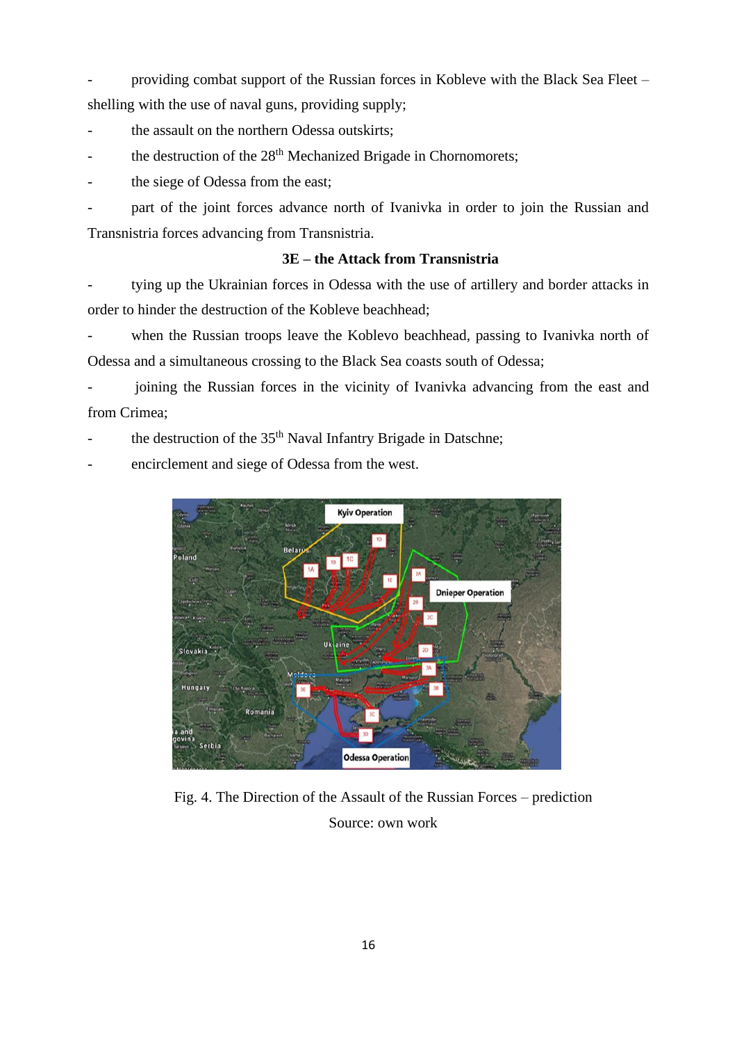- providing combat support of the Russian forces in Kobleve with the Black Sea Fleet – shelling with the use of naval guns, providing supply;
- the assault on the northern Odessa outskirts;
- the destruction of the 28th Mechanized Brigade in Chornomorets;
- the siege of Odessa from the east;
- part of the joint forces advance north of Ivanivka in order to join the Russian and Transnistria forces advancing from Transnistria.

**3E – the Attack from Transnistria**

- tying up the Ukrainian forces in Odessa with the use of artillery and border attacks in order to hinder the destruction of the Kobleve beachhead;
- when the Russian troops leave the Koblevo beachhead, passing to Ivanivka north of Odessa and a simultaneous crossing to the Black Sea coasts south of Odessa;
- joining the Russian forces in the vicinity of Ivanivka advancing from the east and from Crimea;
- the destruction of the 35th Naval Infantry Brigade in Datschne;
- encirclement and siege of Odessa from the west.

Fig. 4. The Direction of the Assault of the Russian Forces – prediction

Source: own work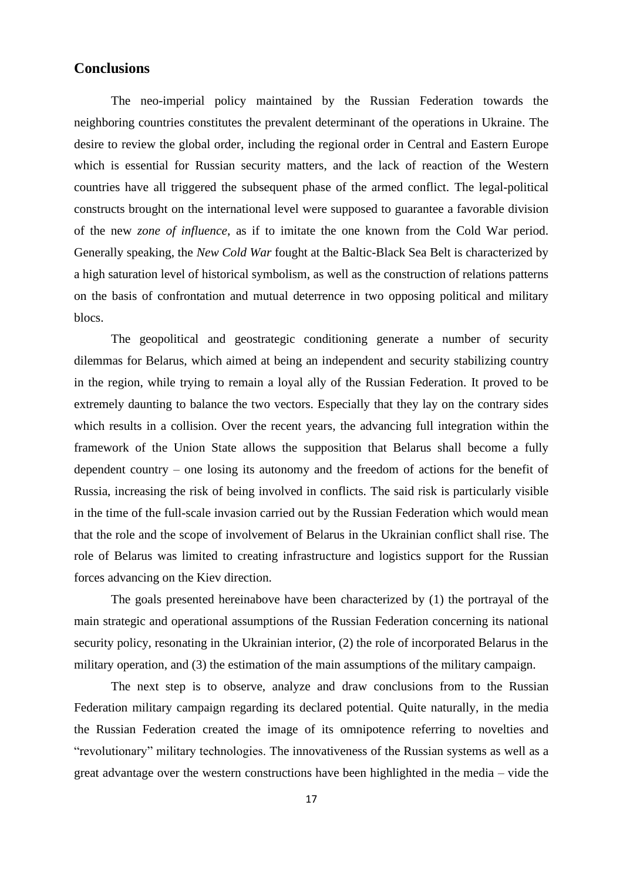## Conclusions

The neo-imperial policy maintained by the Russian Federation towards the neighboring countries constitutes the prevalent determinant of the operations in Ukraine. The desire to review the global order, including the regional order in Central and Eastern Europe which is essential for Russian security matters, and the lack of reaction of the Western countries have all triggered the subsequent phase of the armed conflict. The legal-political constructs brought on the international level were supposed to guarantee a favorable division of the new *zone of influence*, as if to imitate the one known from the Cold War period. Generally speaking, the *New Cold War* fought at the Baltic-Black Sea Belt is characterized by a high saturation level of historical symbolism, as well as the construction of relations patterns on the basis of confrontation and mutual deterrence in two opposing political and military blocs.

The geopolitical and geostrategic conditioning generate a number of security dilemmas for Belarus, which aimed at being an independent and security stabilizing country in the region, while trying to remain a loyal ally of the Russian Federation. It proved to be extremely daunting to balance the two vectors. Especially that they lay on the contrary sides which results in a collision. Over the recent years, the advancing full integration within the framework of the Union State allows the supposition that Belarus shall become a fully dependent country – one losing its autonomy and the freedom of actions for the benefit of Russia, increasing the risk of being involved in conflicts. The said risk is particularly visible in the time of the full-scale invasion carried out by the Russian Federation which would mean that the role and the scope of involvement of Belarus in the Ukrainian conflict shall rise. The role of Belarus was limited to creating infrastructure and logistics support for the Russian forces advancing on the Kiev direction.

The goals presented hereinabove have been characterized by (1) the portrayal of the main strategic and operational assumptions of the Russian Federation concerning its national security policy, resonating in the Ukrainian interior, (2) the role of incorporated Belarus in the military operation, and (3) the estimation of the main assumptions of the military campaign.

The next step is to observe, analyze and draw conclusions from to the Russian Federation military campaign regarding its declared potential. Quite naturally, in the media the Russian Federation created the image of its omnipotence referring to novelties and "revolutionary" military technologies. The innovativeness of the Russian systems as well as a great advantage over the western constructions have been highlighted in the media – vide the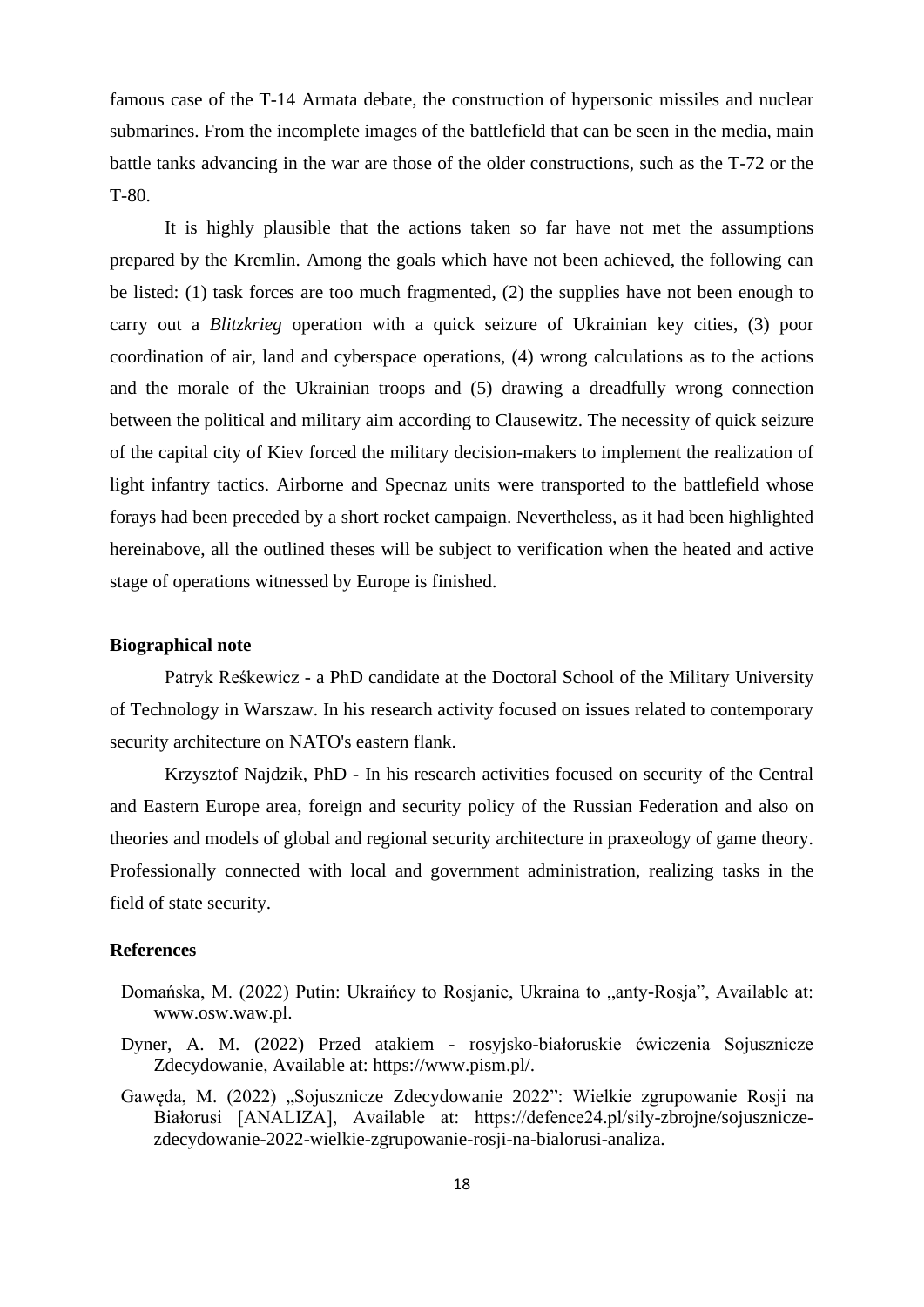famous case of the T-14 Armata debate, the construction of hypersonic missiles and nuclear submarines. From the incomplete images of the battlefield that can be seen in the media, main battle tanks advancing in the war are those of the older constructions, such as the T-72 or the T-80.

It is highly plausible that the actions taken so far have not met the assumptions prepared by the Kremlin. Among the goals which have not been achieved, the following can be listed: (1) task forces are too much fragmented, (2) the supplies have not been enough to carry out a *Blitzkrieg* operation with a quick seizure of Ukrainian key cities, (3) poor coordination of air, land and cyberspace operations, (4) wrong calculations as to the actions and the morale of the Ukrainian troops and (5) drawing a dreadfully wrong connection between the political and military aim according to Clausewitz. The necessity of quick seizure of the capital city of Kiev forced the military decision-makers to implement the realization of light infantry tactics. Airborne and Specnaz units were transported to the battlefield whose forays had been preceded by a short rocket campaign. Nevertheless, as it had been highlighted hereinabove, all the outlined theses will be subject to verification when the heated and active stage of operations witnessed by Europe is finished.

## Biographical note

Patryk Reśkewicz - a PhD candidate at the Doctoral School of the Military University of Technology in Warszaw. In his research activity focused on issues related to contemporary security architecture on NATO's eastern flank.

Krzysztof Najdzik, PhD - In his research activities focused on security of the Central and Eastern Europe area, foreign and security policy of the Russian Federation and also on theories and models of global and regional security architecture in praxeology of game theory. Professionally connected with local and government administration, realizing tasks in the field of state security.

## References

Domańska, M. (2022) Putin: Ukraińcy to Rosjanie, Ukraina to „anty-Rosja", Available at: www.osw.waw.pl.

Dyner, A. M. (2022) Przed atakiem - rosyjsko-białoruskie ćwiczenia Sojusznicze Zdecydowanie, Available at: https://www.pism.pl/.

Gawęda, M. (2022) „Sojusznicze Zdecydowanie 2022": Wielkie zgrupowanie Rosji na Białorusi [ANALIZA], Available at: https://defence24.pl/sily-zbrojne/sojusznicze-zdecydowanie-2022-wielkie-zgrupowanie-rosji-na-bialorusi-analiza.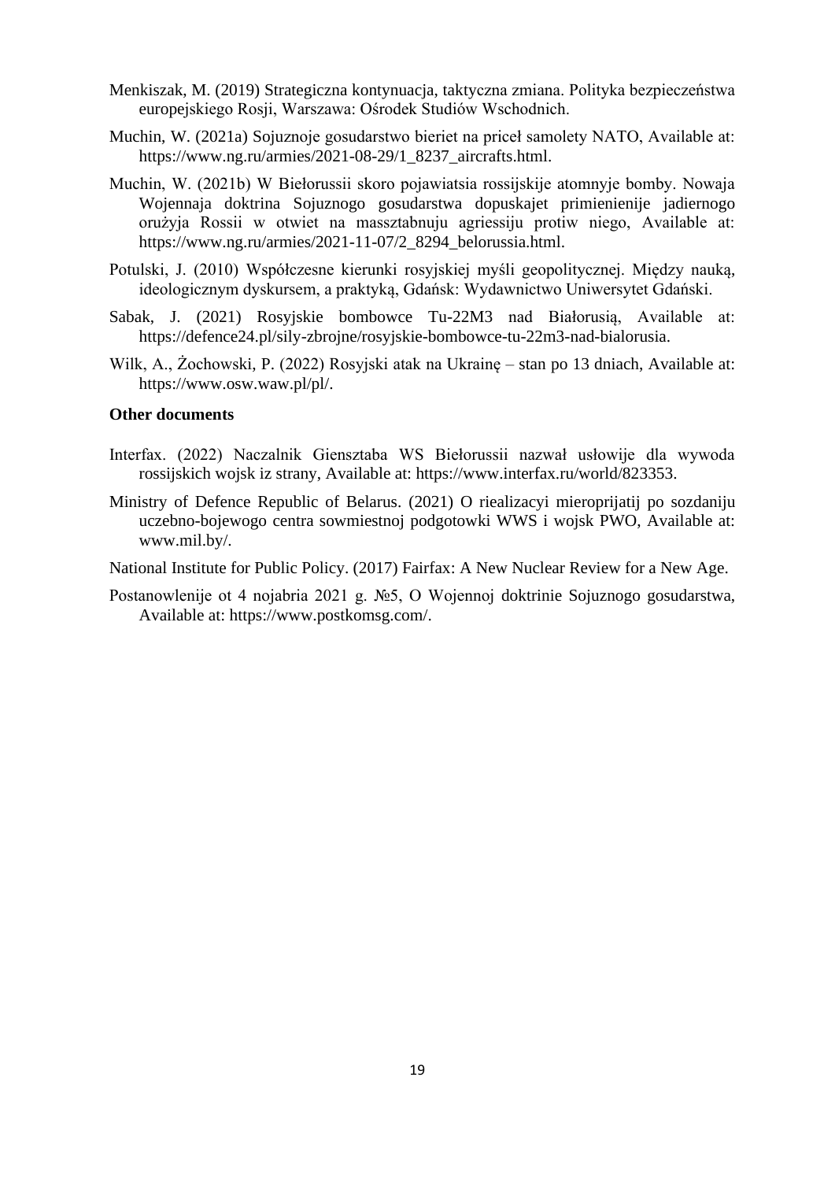Menkiszak, M. (2019) Strategiczna kontynuacja, taktyczna zmiana. Polityka bezpieczeństwa europejskiego Rosji, Warszawa: Ośrodek Studiów Wschodnich.

Muchin, W. (2021a) Sojuznoje gosudarstwo bieriet na priceł samolety NATO, Available at: https://www.ng.ru/armies/2021-08-29/1_8237_aircrafts.html.

Muchin, W. (2021b) W Biełorussii skoro pojawiatsia rossijskije atomnyje bomby. Nowaja Wojennaja doktrina Sojuznogo gosudarstwa dopuskajet primienienije jadiernogo orużyja Rossii w otwiet na massztabnuju agriessiju protiw niego, Available at: https://www.ng.ru/armies/2021-11-07/2_8294_belorussia.html.

Potulski, J. (2010) Współczesne kierunki rosyjskiej myśli geopolitycznej. Między nauką, ideologicznym dyskursem, a praktyką, Gdańsk: Wydawnictwo Uniwersytet Gdański.

Sabak, J. (2021) Rosyjskie bombowce Tu-22M3 nad Białorusią, Available at: https://defence24.pl/sily-zbrojne/rosyjskie-bombowce-tu-22m3-nad-bialorusia.

Wilk, A., Żochowski, P. (2022) Rosyjski atak na Ukrainę – stan po 13 dniach, Available at: https://www.osw.waw.pl/pl/.

**Other documents**

Interfax. (2022) Naczalnik Giensztaba WS Biełorussii nazwał usłowije dla wywoda rossijskich wojsk iz strany, Available at: https://www.interfax.ru/world/823353.

Ministry of Defence Republic of Belarus. (2021) O riealizacyi mieroprijatij po sozdaniju uczebno-bojewogo centra sowmiestnoj podgotowki WWS i wojsk PWO, Available at: www.mil.by/.

National Institute for Public Policy. (2017) Fairfax: A New Nuclear Review for a New Age.

Postanowlenije ot 4 nojabria 2021 g. №5, O Wojennoj doktrinie Sojuznogo gosudarstwa, Available at: https://www.postkomsg.com/.